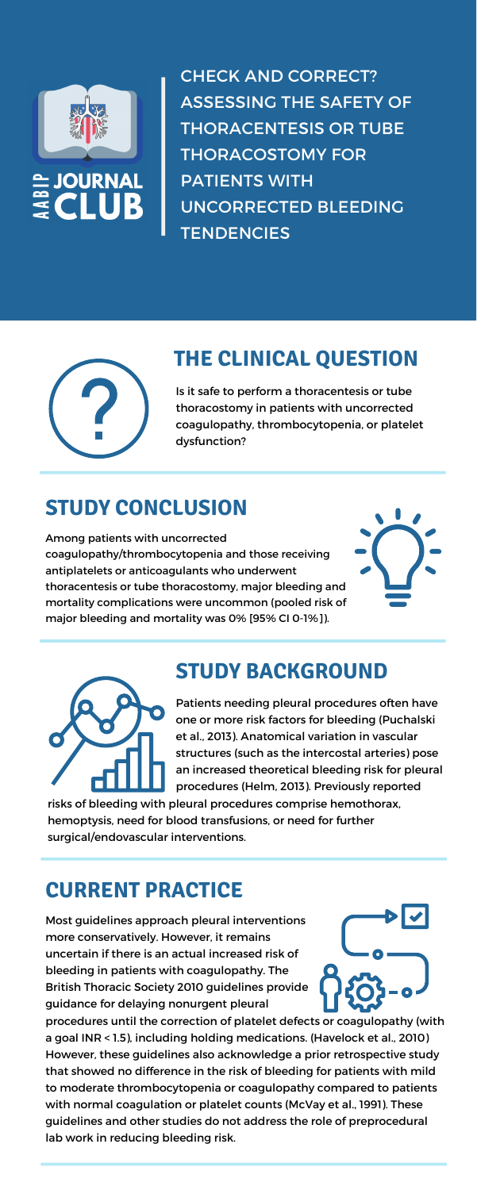# CHECK AND CORRECT? ASSESSING THE SAFETY OF THORACENTESIS OR TUBE THORACOSTOMY FOR PATIENTS WITH UNCORRECTED BLEEDING TENDENCIES

AABIP JOURNAL CLUB

## THE CLINICAL QUESTION

Is it safe to perform a thoracentesis or tube thoracostomy in patients with uncorrected coagulopathy, thrombocytopenia, or platelet dysfunction?

## STUDY CONCLUSION

Among patients with uncorrected coagulopathy/thrombocytopenia and those receiving antiplatelets or anticoagulants who underwent thoracentesis or tube thoracostomy, major bleeding and mortality complications were uncommon (pooled risk of major bleeding and mortality was 0% [95% CI 0-1%]).

## STUDY BACKGROUND

Patients needing pleural procedures often have one or more risk factors for bleeding (Puchalski et al., 2013). Anatomical variation in vascular structures (such as the intercostal arteries) pose an increased theoretical bleeding risk for pleural procedures (Helm, 2013). Previously reported risks of bleeding with pleural procedures comprise hemothorax, hemoptysis, need for blood transfusions, or need for further surgical/endovascular interventions.

## CURRENT PRACTICE

Most guidelines approach pleural interventions more conservatively. However, it remains uncertain if there is an actual increased risk of bleeding in patients with coagulopathy. The British Thoracic Society 2010 guidelines provide guidance for delaying nonurgent pleural procedures until the correction of platelet defects or coagulopathy (with a goal INR < 1.5), including holding medications. (Havelock et al., 2010) However, these guidelines also acknowledge a prior retrospective study that showed no difference in the risk of bleeding for patients with mild to moderate thrombocytopenia or coagulopathy compared to patients with normal coagulation or platelet counts (McVay et al., 1991). These guidelines and other studies do not address the role of preprocedural lab work in reducing bleeding risk.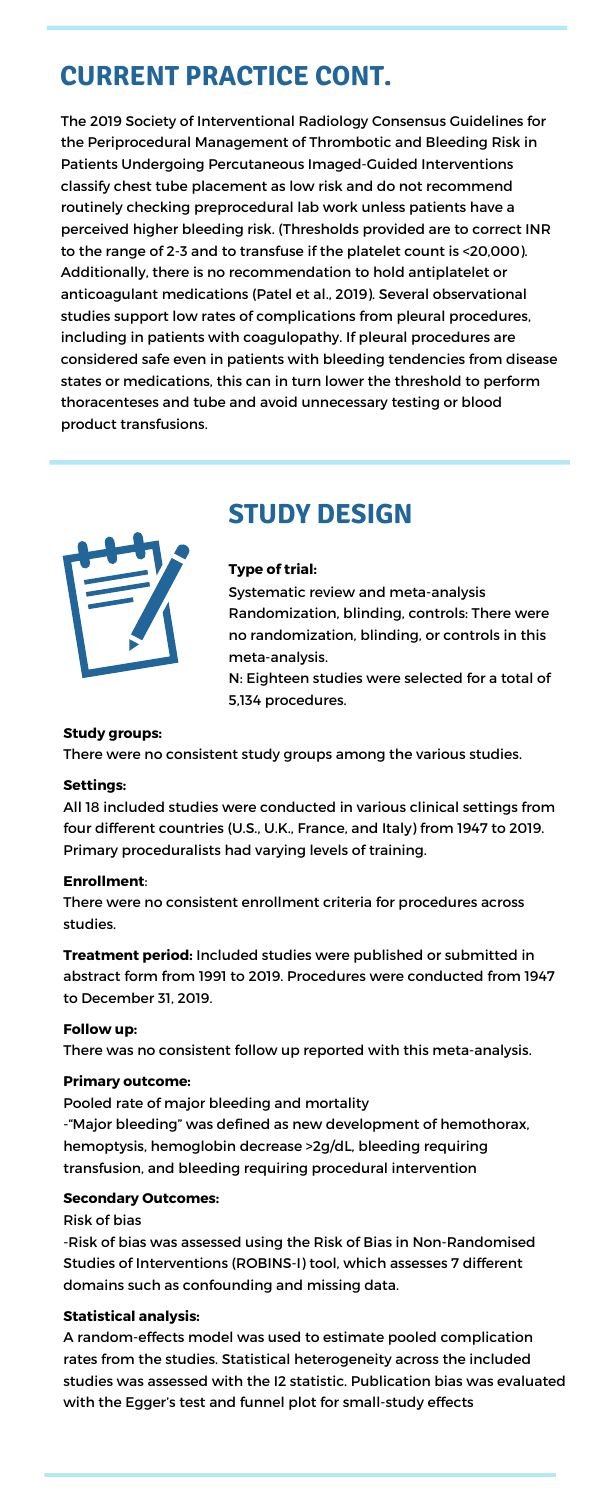# CURRENT PRACTICE CONT.

The 2019 Society of Interventional Radiology Consensus Guidelines for the Periprocedural Management of Thrombotic and Bleeding Risk in Patients Undergoing Percutaneous Imaged-Guided Interventions classify chest tube placement as low risk and do not recommend routinely checking preprocedural lab work unless patients have a perceived higher bleeding risk. (Thresholds provided are to correct INR to the range of 2-3 and to transfuse if the platelet count is <20,000). Additionally, there is no recommendation to hold antiplatelet or anticoagulant medications (Patel et al., 2019). Several observational studies support low rates of complications from pleural procedures, including in patients with coagulopathy. If pleural procedures are considered safe even in patients with bleeding tendencies from disease states or medications, this can in turn lower the threshold to perform thoracenteses and tube and avoid unnecessary testing or blood product transfusions.

# STUDY DESIGN

**Type of trial:**

Systematic review and meta-analysis

Randomization, blinding, controls: There were no randomization, blinding, or controls in this meta-analysis.

N: Eighteen studies were selected for a total of 5,134 procedures.

**Study groups:**

There were no consistent study groups among the various studies.

**Settings:**

All 18 included studies were conducted in various clinical settings from four different countries (U.S., U.K., France, and Italy) from 1947 to 2019. Primary proceduralists had varying levels of training.

**Enrollment**:

There were no consistent enrollment criteria for procedures across studies.

**Treatment period:** Included studies were published or submitted in abstract form from 1991 to 2019. Procedures were conducted from 1947 to December 31, 2019.

**Follow up:**

There was no consistent follow up reported with this meta-analysis.

**Primary outcome:**

Pooled rate of major bleeding and mortality

-"Major bleeding" was defined as new development of hemothorax, hemoptysis, hemoglobin decrease >2g/dL, bleeding requiring transfusion, and bleeding requiring procedural intervention

**Secondary Outcomes:**

Risk of bias

-Risk of bias was assessed using the Risk of Bias in Non-Randomised Studies of Interventions (ROBINS-I) tool, which assesses 7 different domains such as confounding and missing data.

**Statistical analysis:**

A random-effects model was used to estimate pooled complication rates from the studies. Statistical heterogeneity across the included studies was assessed with the I2 statistic. Publication bias was evaluated with the Egger's test and funnel plot for small-study effects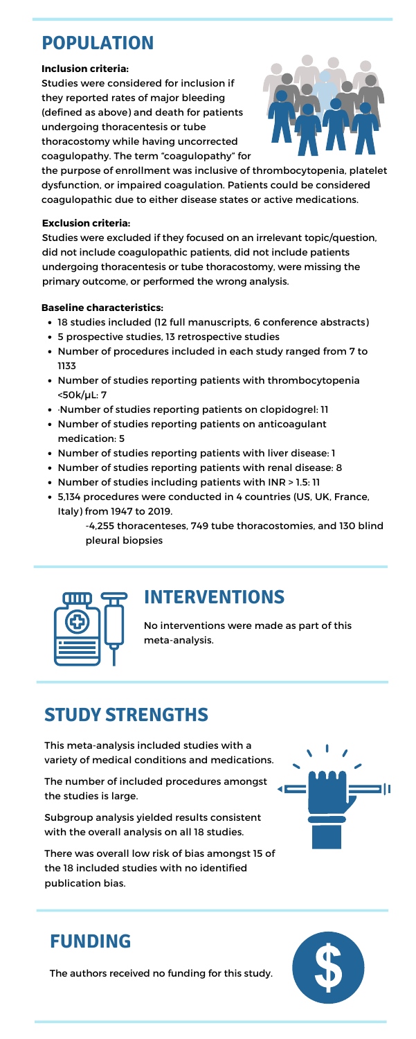## POPULATION

**Inclusion criteria:**

Studies were considered for inclusion if they reported rates of major bleeding (defined as above) and death for patients undergoing thoracentesis or tube thoracostomy while having uncorrected coagulopathy. The term "coagulopathy" for the purpose of enrollment was inclusive of thrombocytopenia, platelet dysfunction, or impaired coagulation. Patients could be considered coagulopathic due to either disease states or active medications.

**Exclusion criteria:**

Studies were excluded if they focused on an irrelevant topic/question, did not include coagulopathic patients, did not include patients undergoing thoracentesis or tube thoracostomy, were missing the primary outcome, or performed the wrong analysis.

**Baseline characteristics:**

- 18 studies included (12 full manuscripts, 6 conference abstracts)
- 5 prospective studies, 13 retrospective studies
- Number of procedures included in each study ranged from 7 to 1133
- Number of studies reporting patients with thrombocytopenia <50k/μL: 7
- ·Number of studies reporting patients on clopidogrel: 11
- Number of studies reporting patients on anticoagulant medication: 5
- Number of studies reporting patients with liver disease: 1
- Number of studies reporting patients with renal disease: 8
- Number of studies including patients with INR > 1.5: 11
- 5,134 procedures were conducted in 4 countries (US, UK, France, Italy) from 1947 to 2019.
  - -4,255 thoracenteses, 749 tube thoracostomies, and 130 blind pleural biopsies

## INTERVENTIONS

No interventions were made as part of this meta-analysis.

## STUDY STRENGTHS

This meta-analysis included studies with a variety of medical conditions and medications.

The number of included procedures amongst the studies is large.

Subgroup analysis yielded results consistent with the overall analysis on all 18 studies.

There was overall low risk of bias amongst 15 of the 18 included studies with no identified publication bias.

## FUNDING

The authors received no funding for this study.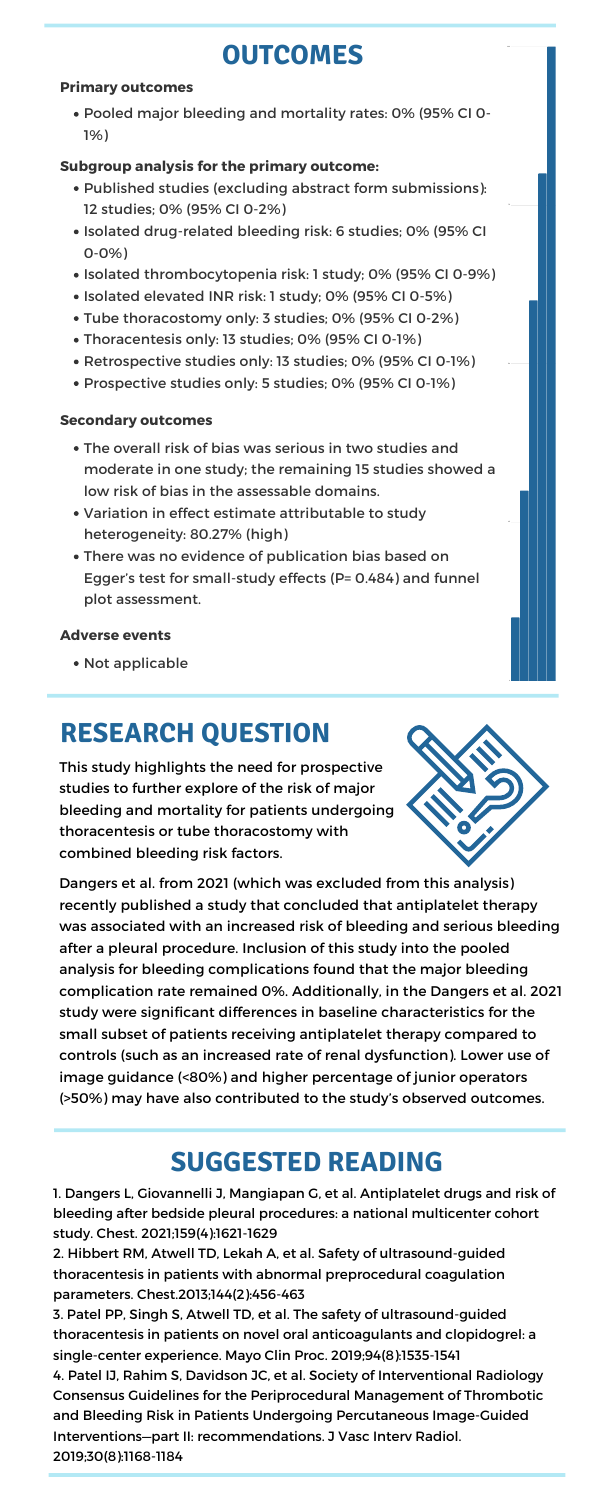# OUTCOMES

**Primary outcomes**

- Pooled major bleeding and mortality rates: 0% (95% CI 0-1%)

**Subgroup analysis for the primary outcome:**

- Published studies (excluding abstract form submissions): 12 studies; 0% (95% CI 0-2%)
- Isolated drug-related bleeding risk: 6 studies; 0% (95% CI 0-0%)
- Isolated thrombocytopenia risk: 1 study; 0% (95% CI 0-9%)
- Isolated elevated INR risk: 1 study; 0% (95% CI 0-5%)
- Tube thoracostomy only: 3 studies; 0% (95% CI 0-2%)
- Thoracentesis only: 13 studies; 0% (95% CI 0-1%)
- Retrospective studies only: 13 studies; 0% (95% CI 0-1%)
- Prospective studies only: 5 studies; 0% (95% CI 0-1%)

**Secondary outcomes**

- The overall risk of bias was serious in two studies and moderate in one study; the remaining 15 studies showed a low risk of bias in the assessable domains.
- Variation in effect estimate attributable to study heterogeneity: 80.27% (high)
- There was no evidence of publication bias based on Egger's test for small-study effects (P= 0.484) and funnel plot assessment.

**Adverse events**

- Not applicable

# RESEARCH QUESTION

This study highlights the need for prospective studies to further explore of the risk of major bleeding and mortality for patients undergoing thoracentesis or tube thoracostomy with combined bleeding risk factors.

Dangers et al. from 2021 (which was excluded from this analysis) recently published a study that concluded that antiplatelet therapy was associated with an increased risk of bleeding and serious bleeding after a pleural procedure. Inclusion of this study into the pooled analysis for bleeding complications found that the major bleeding complication rate remained 0%. Additionally, in the Dangers et al. 2021 study were significant differences in baseline characteristics for the small subset of patients receiving antiplatelet therapy compared to controls (such as an increased rate of renal dysfunction). Lower use of image guidance (<80%) and higher percentage of junior operators (>50%) may have also contributed to the study's observed outcomes.

# SUGGESTED READING

1. Dangers L, Giovannelli J, Mangiapan G, et al. Antiplatelet drugs and risk of bleeding after bedside pleural procedures: a national multicenter cohort study. Chest. 2021;159(4):1621-1629
2. Hibbert RM, Atwell TD, Lekah A, et al. Safety of ultrasound-guided thoracentesis in patients with abnormal preprocedural coagulation parameters. Chest.2013;144(2):456-463
3. Patel PP, Singh S, Atwell TD, et al. The safety of ultrasound-guided thoracentesis in patients on novel oral anticoagulants and clopidogrel: a single-center experience. Mayo Clin Proc. 2019;94(8):1535-1541
4. Patel IJ, Rahim S, Davidson JC, et al. Society of Interventional Radiology Consensus Guidelines for the Periprocedural Management of Thrombotic and Bleeding Risk in Patients Undergoing Percutaneous Image-Guided Interventions—part II: recommendations. J Vasc Interv Radiol. 2019;30(8):1168-1184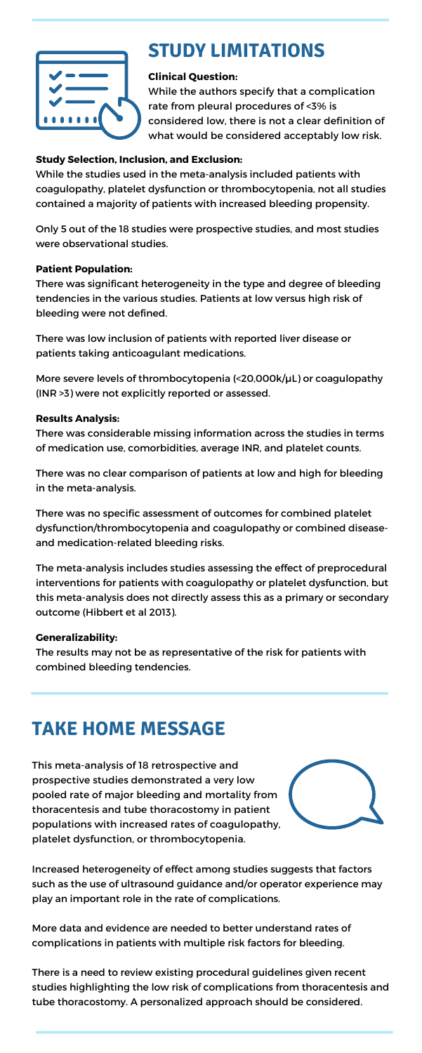# STUDY LIMITATIONS

**Clinical Question:**

While the authors specify that a complication rate from pleural procedures of <3% is considered low, there is not a clear definition of what would be considered acceptably low risk.

**Study Selection, Inclusion, and Exclusion:**

While the studies used in the meta-analysis included patients with coagulopathy, platelet dysfunction or thrombocytopenia, not all studies contained a majority of patients with increased bleeding propensity.

Only 5 out of the 18 studies were prospective studies, and most studies were observational studies.

**Patient Population:**

There was significant heterogeneity in the type and degree of bleeding tendencies in the various studies. Patients at low versus high risk of bleeding were not defined.

There was low inclusion of patients with reported liver disease or patients taking anticoagulant medications.

More severe levels of thrombocytopenia (<20,000k/μL) or coagulopathy (INR >3) were not explicitly reported or assessed.

**Results Analysis:**

There was considerable missing information across the studies in terms of medication use, comorbidities, average INR, and platelet counts.

There was no clear comparison of patients at low and high for bleeding in the meta-analysis.

There was no specific assessment of outcomes for combined platelet dysfunction/thrombocytopenia and coagulopathy or combined disease- and medication-related bleeding risks.

The meta-analysis includes studies assessing the effect of preprocedural interventions for patients with coagulopathy or platelet dysfunction, but this meta-analysis does not directly assess this as a primary or secondary outcome (Hibbert et al 2013).

**Generalizability:**

The results may not be as representative of the risk for patients with combined bleeding tendencies.

# TAKE HOME MESSAGE

This meta-analysis of 18 retrospective and prospective studies demonstrated a very low pooled rate of major bleeding and mortality from thoracentesis and tube thoracostomy in patient populations with increased rates of coagulopathy, platelet dysfunction, or thrombocytopenia.

Increased heterogeneity of effect among studies suggests that factors such as the use of ultrasound guidance and/or operator experience may play an important role in the rate of complications.

More data and evidence are needed to better understand rates of complications in patients with multiple risk factors for bleeding.

There is a need to review existing procedural guidelines given recent studies highlighting the low risk of complications from thoracentesis and tube thoracostomy. A personalized approach should be considered.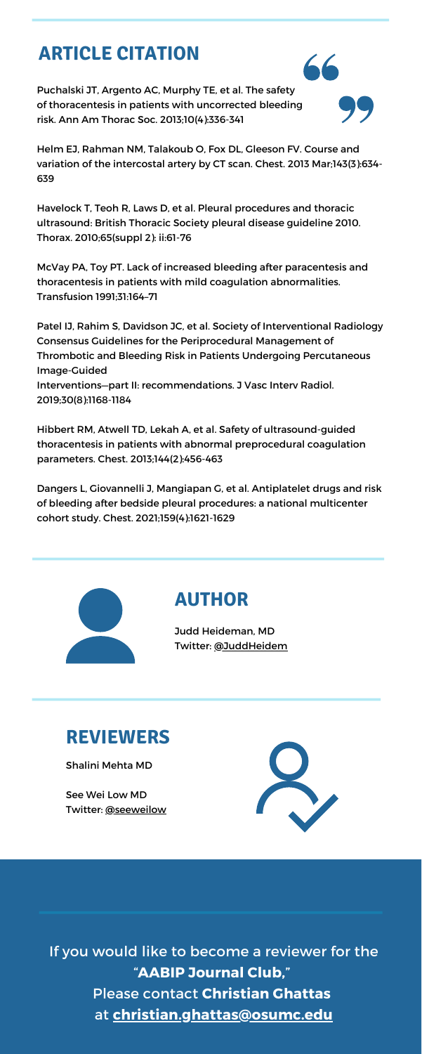## ARTICLE CITATION

Puchalski JT, Argento AC, Murphy TE, et al. The safety of thoracentesis in patients with uncorrected bleeding risk. Ann Am Thorac Soc. 2013;10(4):336-341

Helm EJ, Rahman NM, Talakoub O, Fox DL, Gleeson FV. Course and variation of the intercostal artery by CT scan. Chest. 2013 Mar;143(3):634-639

Havelock T, Teoh R, Laws D, et al. Pleural procedures and thoracic ultrasound: British Thoracic Society pleural disease guideline 2010. Thorax. 2010;65(suppl 2): ii:61-76

McVay PA, Toy PT. Lack of increased bleeding after paracentesis and thoracentesis in patients with mild coagulation abnormalities. Transfusion 1991;31:164–71

Patel IJ, Rahim S, Davidson JC, et al. Society of Interventional Radiology Consensus Guidelines for the Periprocedural Management of Thrombotic and Bleeding Risk in Patients Undergoing Percutaneous Image-Guided Interventions—part II: recommendations. J Vasc Interv Radiol. 2019;30(8):1168-1184

Hibbert RM, Atwell TD, Lekah A, et al. Safety of ultrasound-guided thoracentesis in patients with abnormal preprocedural coagulation parameters. Chest. 2013;144(2):456-463

Dangers L, Giovannelli J, Mangiapan G, et al. Antiplatelet drugs and risk of bleeding after bedside pleural procedures: a national multicenter cohort study. Chest. 2021;159(4):1621-1629

## AUTHOR

Judd Heideman, MD
Twitter: @JuddHeidem

## REVIEWERS

Shalini Mehta MD

See Wei Low MD
Twitter: @seeweilow

If you would like to become a reviewer for the "**AABIP Journal Club,**" Please contact **Christian Ghattas** at **christian.ghattas@osumc.edu**